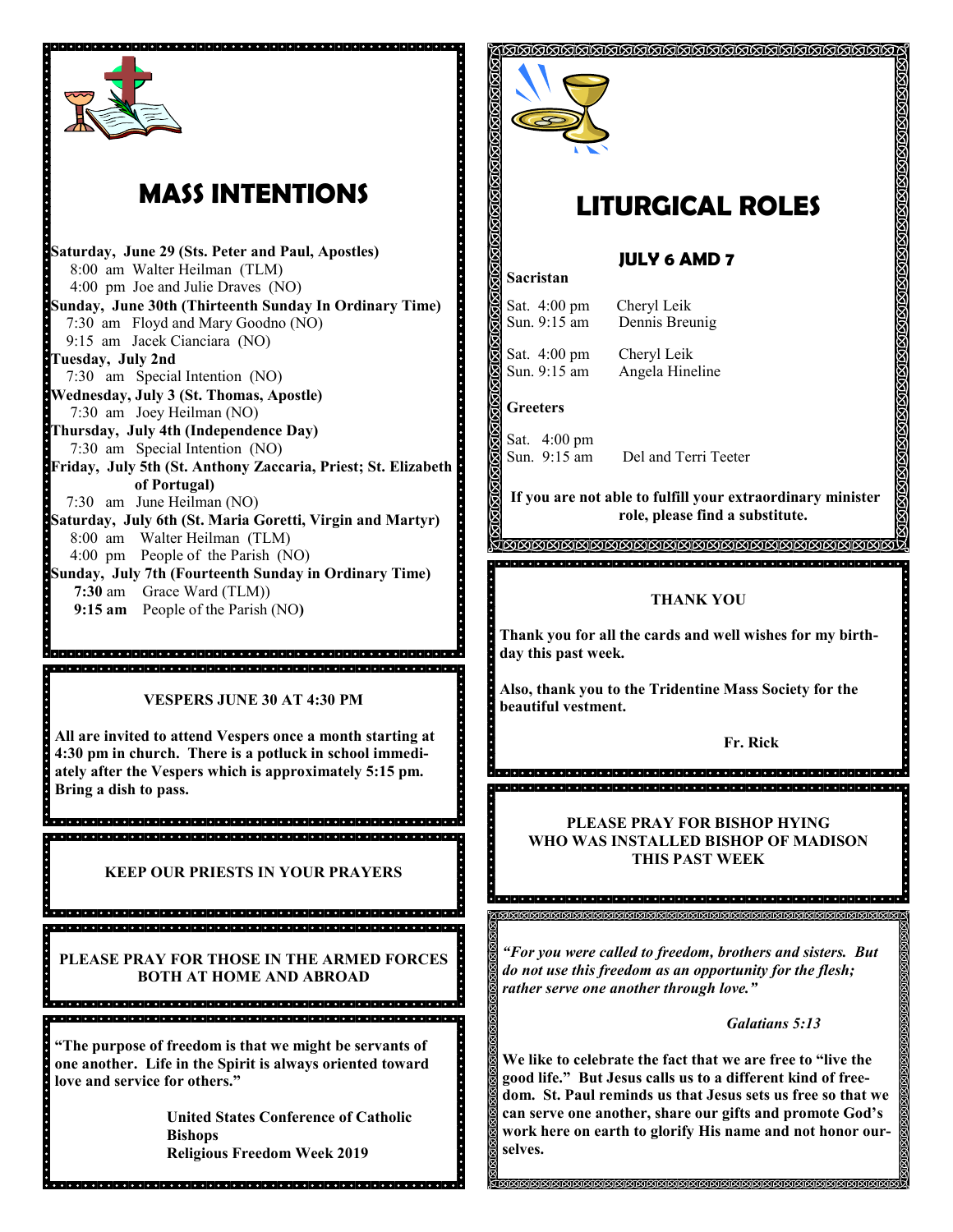# MASS INTENTIONS

**Saturday, June 29 (Sts. Peter and Paul, Apostles)**
8:00 am Walter Heilman (TLM)
4:00 pm Joe and Julie Draves (NO)

**Sunday, June 30th (Thirteenth Sunday In Ordinary Time)**
7:30 am Floyd and Mary Goodno (NO)
9:15 am Jacek Cianciara (NO)

**Tuesday, July 2nd**
7:30 am Special Intention (NO)

**Wednesday, July 3 (St. Thomas, Apostle)**
7:30 am Joey Heilman (NO)

**Thursday, July 4th (Independence Day)**
7:30 am Special Intention (NO)

**Friday, July 5th (St. Anthony Zaccaria, Priest; St. Elizabeth of Portugal)**
7:30 am June Heilman (NO)

**Saturday, July 6th (St. Maria Goretti, Virgin and Martyr)**
8:00 am Walter Heilman (TLM)
4:00 pm People of the Parish (NO)

**Sunday, July 7th (Fourteenth Sunday in Ordinary Time)**
**7:30** am Grace Ward (TLM))
**9:15 am** People of the Parish (NO**)**

**VESPERS JUNE 30 AT 4:30 PM**

**All are invited to attend Vespers once a month starting at 4:30 pm in church. There is a potluck in school immediately after the Vespers which is approximately 5:15 pm. Bring a dish to pass.**

**KEEP OUR PRIESTS IN YOUR PRAYERS**

**PLEASE PRAY FOR THOSE IN THE ARMED FORCES BOTH AT HOME AND ABROAD**

**"The purpose of freedom is that we might be servants of one another. Life in the Spirit is always oriented toward love and service for others."**

**United States Conference of Catholic Bishops**
**Religious Freedom Week 2019**

# LITURGICAL ROLES

### JULY 6 AMD 7

**Sacristan**

Sat. 4:00 pm Cheryl Leik
Sun. 9:15 am Dennis Breunig

Sat. 4:00 pm Cheryl Leik
Sun. 9:15 am Angela Hineline

**Greeters**

Sat. 4:00 pm
Sun. 9:15 am Del and Terri Teeter

**If you are not able to fulfill your extraordinary minister role, please find a substitute.**

**THANK YOU**

**Thank you for all the cards and well wishes for my birthday this past week.**

**Also, thank you to the Tridentine Mass Society for the beautiful vestment.**

**Fr. Rick**

**PLEASE PRAY FOR BISHOP HYING WHO WAS INSTALLED BISHOP OF MADISON THIS PAST WEEK**

***"For you were called to freedom, brothers and sisters. But do not use this freedom as an opportunity for the flesh; rather serve one another through love."***

***Galatians 5:13***

**We like to celebrate the fact that we are free to "live the good life." But Jesus calls us to a different kind of freedom. St. Paul reminds us that Jesus sets us free so that we can serve one another, share our gifts and promote God's work here on earth to glorify His name and not honor ourselves.**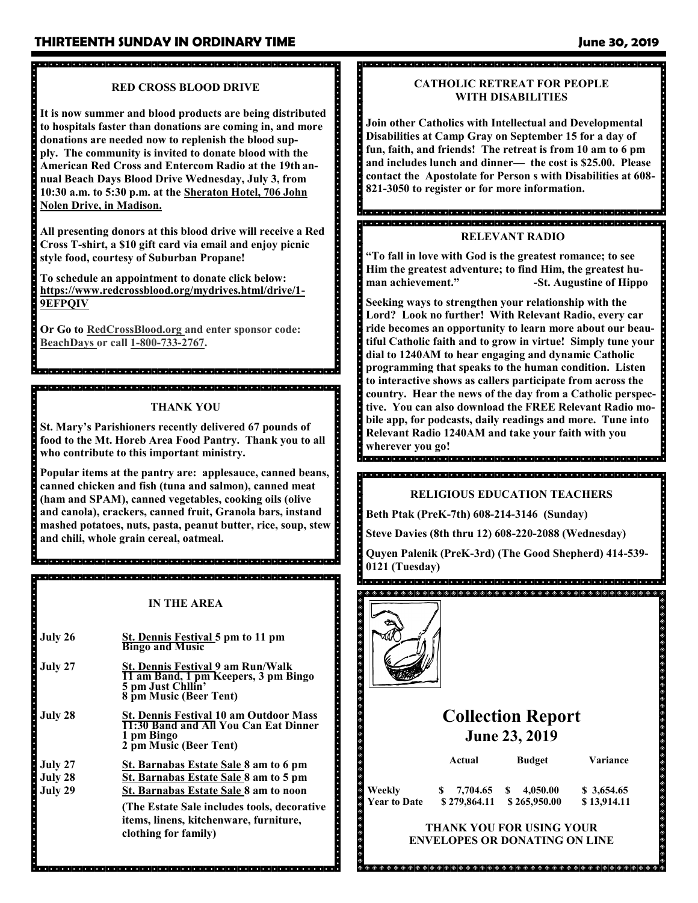## RED CROSS BLOOD DRIVE

**It is now summer and blood products are being distributed to hospitals faster than donations are coming in, and more donations are needed now to replenish the blood supply. The community is invited to donate blood with the American Red Cross and Entercom Radio at the 19th annual Beach Days Blood Drive Wednesday, July 3, from 10:30 a.m. to 5:30 p.m. at the Sheraton Hotel, 706 John Nolen Drive, in Madison.**

**All presenting donors at this blood drive will receive a Red Cross T-shirt, a $10 gift card via email and enjoy picnic style food, courtesy of Suburban Propane!**

**To schedule an appointment to donate click below: https://www.redcrossblood.org/mydrives.html/drive/1-9EFPQIV**

**Or Go to RedCrossBlood.org and enter sponsor code: BeachDays or call 1-800-733-2767.**

## THANK YOU

**St. Mary's Parishioners recently delivered 67 pounds of food to the Mt. Horeb Area Food Pantry. Thank you to all who contribute to this important ministry.**

**Popular items at the pantry are: applesauce, canned beans, canned chicken and fish (tuna and salmon), canned meat (ham and SPAM), canned vegetables, cooking oils (olive and canola), crackers, canned fruit, Granola bars, instand mashed potatoes, nuts, pasta, peanut butter, rice, soup, stew and chili, whole grain cereal, oatmeal.**

## IN THE AREA

| | |
|---|---|
| **July 26** | **St. Dennis Festival 5 pm to 11 pm Bingo and Music** |
| **July 27** | **St. Dennis Festival 9 am Run/Walk 11 am Band, 1 pm Keepers, 3 pm Bingo 5 pm Just Chllin' 8 pm Music (Beer Tent)** |
| **July 28** | **St. Dennis Festival 10 am Outdoor Mass 11:30 Band and All You Can Eat Dinner 1 pm Bingo 2 pm Music (Beer Tent)** |
| **July 27** | **St. Barnabas Estate Sale 8 am to 6 pm** |
| **July 28** | **St. Barnabas Estate Sale 8 am to 5 pm** |
| **July 29** | **St. Barnabas Estate Sale 8 am to noon** |

**(The Estate Sale includes tools, decorative items, linens, kitchenware, furniture, clothing for family)**

## CATHOLIC RETREAT FOR PEOPLE WITH DISABILITIES

**Join other Catholics with Intellectual and Developmental Disabilities at Camp Gray on September 15 for a day of fun, faith, and friends! The retreat is from 10 am to 6 pm and includes lunch and dinner— the cost is $25.00. Please contact the Apostolate for Person s with Disabilities at 608-821-3050 to register or for more information.**

## RELEVANT RADIO

**"To fall in love with God is the greatest romance; to see Him the greatest adventure; to find Him, the greatest human achievement." -St. Augustine of Hippo**

**Seeking ways to strengthen your relationship with the Lord? Look no further! With Relevant Radio, every car ride becomes an opportunity to learn more about our beautiful Catholic faith and to grow in virtue! Simply tune your dial to 1240AM to hear engaging and dynamic Catholic programming that speaks to the human condition. Listen to interactive shows as callers participate from across the country. Hear the news of the day from a Catholic perspective. You can also download the FREE Relevant Radio mobile app, for podcasts, daily readings and more. Tune into Relevant Radio 1240AM and take your faith with you wherever you go!**

## RELIGIOUS EDUCATION TEACHERS

**Beth Ptak (PreK-7th) 608-214-3146 (Sunday)**

**Steve Davies (8th thru 12) 608-220-2088 (Wednesday)**

**Quyen Palenik (PreK-3rd) (The Good Shepherd) 414-539-0121 (Tuesday)**

## Collection Report
### June 23, 2019

| | Actual | Budget | Variance |
|---|---|---|---|
| Weekly | $ 7,704.65 | $ 4,050.00 | $ 3,654.65 |
| Year to Date | $ 279,864.11 | $ 265,950.00 | $ 13,914.11 |

**THANK YOU FOR USING YOUR ENVELOPES OR DONATING ON LINE**